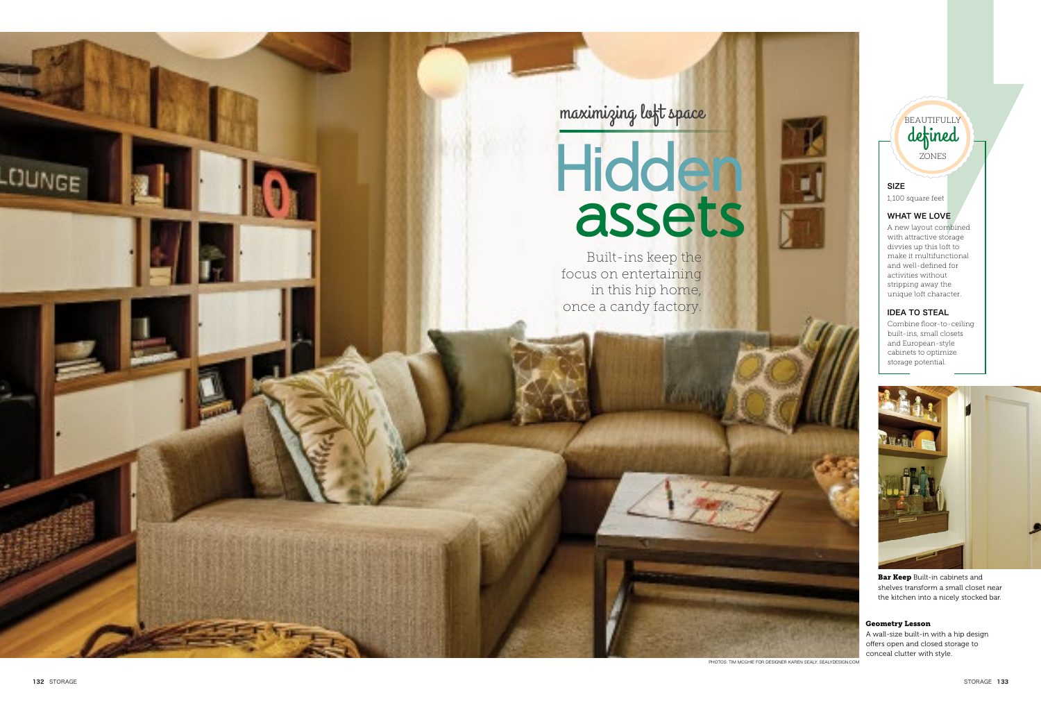maximizing loft space

# Hidden assets

Built-ins keep the focus on entertaining in this hip home, once a candy factory.

BEAUTIFULLY **defined** ZONES

**SIZE**
1,100 square feet

**WHAT WE LOVE**
A new layout combined with attractive storage divvies up this loft to make it multifunctional and well-defined for activities without stripping away the unique loft character.

**IDEA TO STEAL**
Combine floor-to-ceiling built-ins, small closets and European-style cabinets to optimize storage potential.

**Bar Keep** Built-in cabinets and shelves transform a small closet near the kitchen into a nicely stocked bar.

**Geometry Lesson**
A wall-size built-in with a hip design offers open and closed storage to conceal clutter with style.

PHOTOS: TIM MCGHIE FOR DESIGNER KAREN SEALY, SEALYDESIGN.COM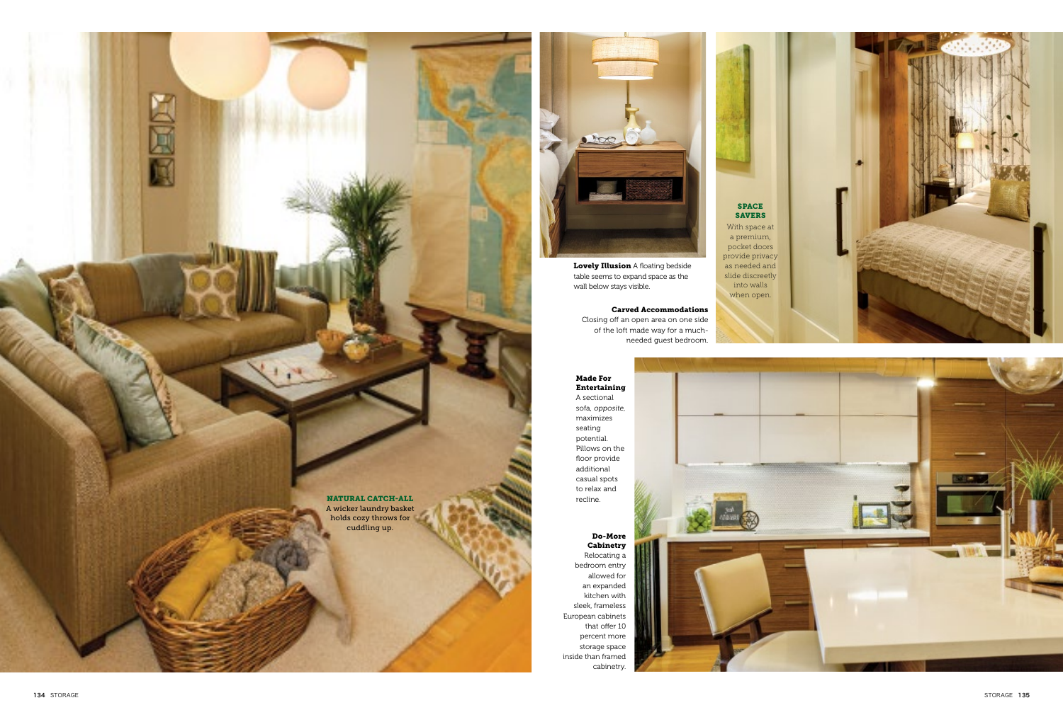**NATURAL CATCH-ALL**
A wicker laundry basket holds cozy throws for cuddling up.

**Lovely Illusion** A floating bedside table seems to expand space as the wall below stays visible.

**Carved Accommodations**
Closing off an open area on one side of the loft made way for a much-needed guest bedroom.

**SPACE SAVERS**
With space at a premium, pocket doors provide privacy as needed and slide discreetly into walls when open.

**Made For Entertaining**
A sectional sofa, *opposite*, maximizes seating potential. Pillows on the floor provide additional casual spots to relax and recline.

**Do-More Cabinetry**
Relocating a bedroom entry allowed for an expanded kitchen with sleek, frameless European cabinets that offer 10 percent more storage space inside than framed cabinetry.